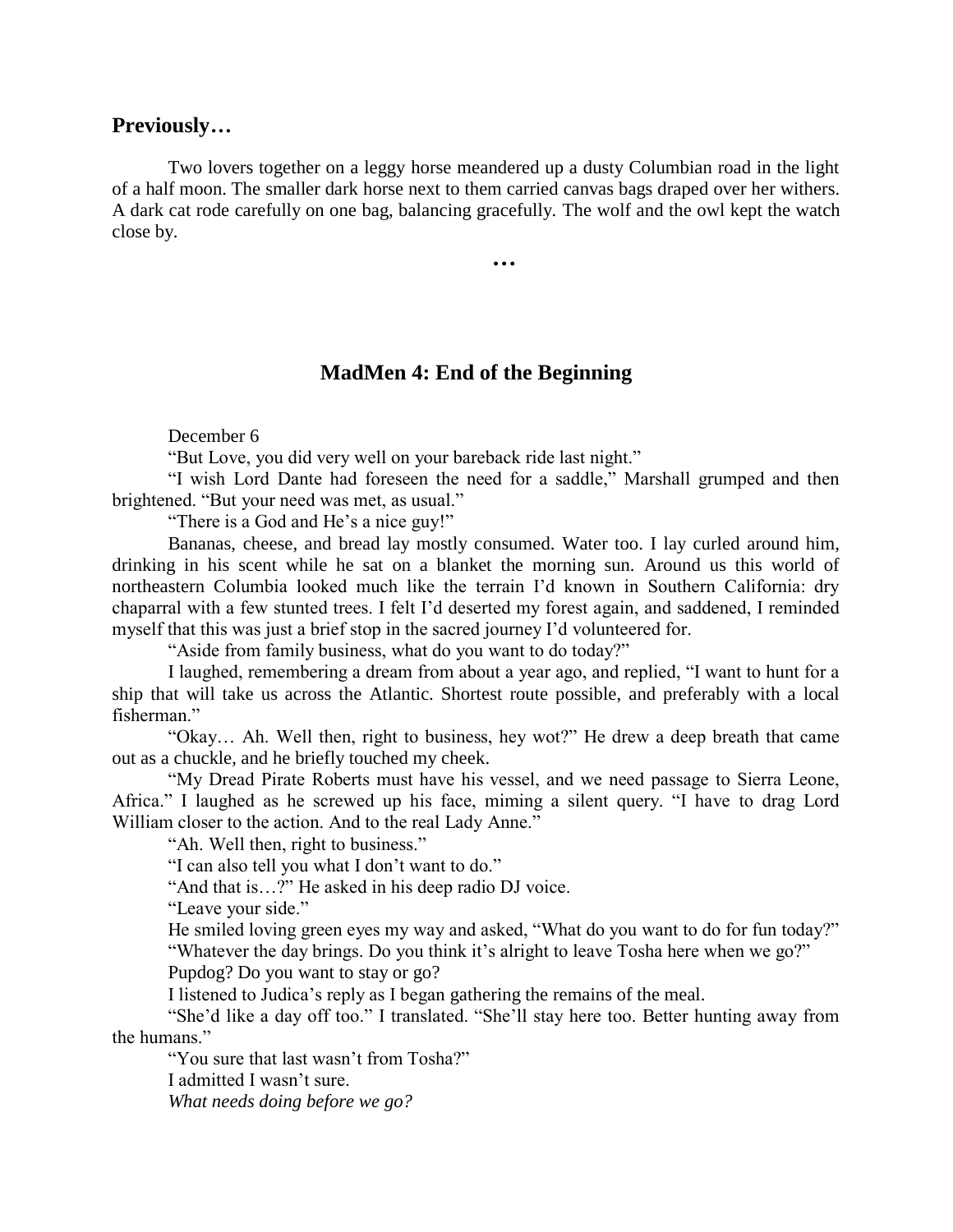## Previously…

Two lovers together on a leggy horse meandered up a dusty Columbian road in the light of a half moon. The smaller dark horse next to them carried canvas bags draped over her withers. A dark cat rode carefully on one bag, balancing gracefully. The wolf and the owl kept the watch close by.

**…**

## MadMen 4: End of the Beginning

December 6

"But Love, you did very well on your bareback ride last night."

"I wish Lord Dante had foreseen the need for a saddle," Marshall grumped and then brightened. "But your need was met, as usual."

"There is a God and He's a nice guy!"

Bananas, cheese, and bread lay mostly consumed. Water too. I lay curled around him, drinking in his scent while he sat on a blanket the morning sun. Around us this world of northeastern Columbia looked much like the terrain I'd known in Southern California: dry chaparral with a few stunted trees. I felt I'd deserted my forest again, and saddened, I reminded myself that this was just a brief stop in the sacred journey I'd volunteered for.

"Aside from family business, what do you want to do today?"

I laughed, remembering a dream from about a year ago, and replied, "I want to hunt for a ship that will take us across the Atlantic. Shortest route possible, and preferably with a local fisherman."

"Okay… Ah. Well then, right to business, hey wot?" He drew a deep breath that came out as a chuckle, and he briefly touched my cheek.

"My Dread Pirate Roberts must have his vessel, and we need passage to Sierra Leone, Africa." I laughed as he screwed up his face, miming a silent query. "I have to drag Lord William closer to the action. And to the real Lady Anne."

"Ah. Well then, right to business."

"I can also tell you what I don't want to do."

"And that is…?" He asked in his deep radio DJ voice.

"Leave your side."

He smiled loving green eyes my way and asked, "What do you want to do for fun today?"

"Whatever the day brings. Do you think it's alright to leave Tosha here when we go?"

Pupdog? Do you want to stay or go?

I listened to Judica's reply as I began gathering the remains of the meal.

"She'd like a day off too." I translated. "She'll stay here too. Better hunting away from the humans."

"You sure that last wasn't from Tosha?"

I admitted I wasn't sure.

*What needs doing before we go?*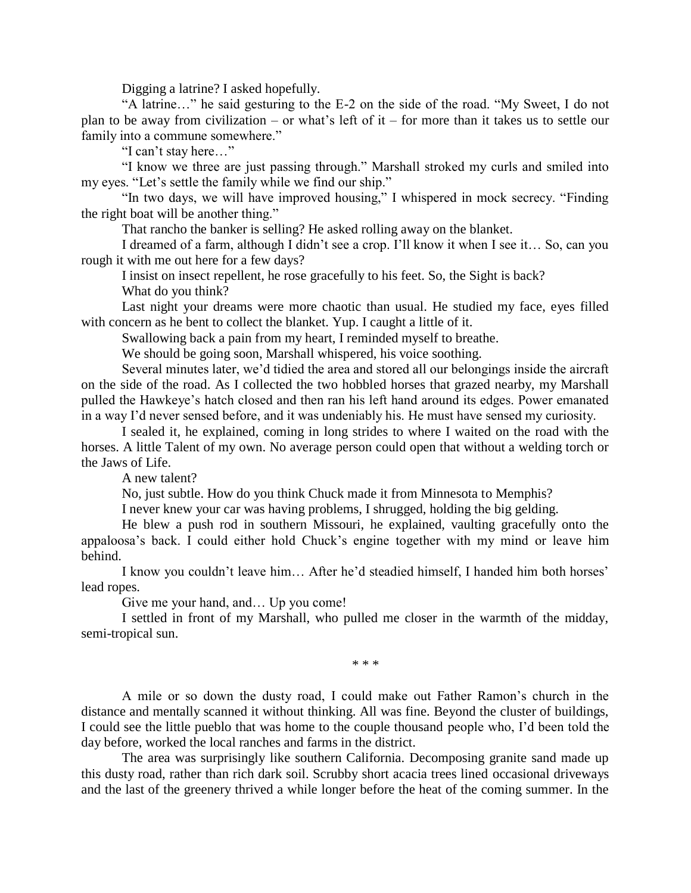Digging a latrine? I asked hopefully.

"A latrine…" he said gesturing to the E-2 on the side of the road. "My Sweet, I do not plan to be away from civilization – or what's left of it – for more than it takes us to settle our family into a commune somewhere."

"I can't stay here…"

"I know we three are just passing through." Marshall stroked my curls and smiled into my eyes. "Let's settle the family while we find our ship."

"In two days, we will have improved housing," I whispered in mock secrecy. "Finding the right boat will be another thing."

That rancho the banker is selling? He asked rolling away on the blanket.

I dreamed of a farm, although I didn't see a crop. I'll know it when I see it… So, can you rough it with me out here for a few days?

I insist on insect repellent, he rose gracefully to his feet. So, the Sight is back?

What do you think?

Last night your dreams were more chaotic than usual. He studied my face, eyes filled with concern as he bent to collect the blanket. Yup. I caught a little of it.

Swallowing back a pain from my heart, I reminded myself to breathe.

We should be going soon, Marshall whispered, his voice soothing.

Several minutes later, we'd tidied the area and stored all our belongings inside the aircraft on the side of the road. As I collected the two hobbled horses that grazed nearby, my Marshall pulled the Hawkeye's hatch closed and then ran his left hand around its edges. Power emanated in a way I'd never sensed before, and it was undeniably his. He must have sensed my curiosity.

I sealed it, he explained, coming in long strides to where I waited on the road with the horses. A little Talent of my own. No average person could open that without a welding torch or the Jaws of Life.

A new talent?

No, just subtle. How do you think Chuck made it from Minnesota to Memphis?

I never knew your car was having problems, I shrugged, holding the big gelding.

He blew a push rod in southern Missouri, he explained, vaulting gracefully onto the appaloosa's back. I could either hold Chuck's engine together with my mind or leave him behind.

I know you couldn't leave him… After he'd steadied himself, I handed him both horses' lead ropes.

Give me your hand, and… Up you come!

I settled in front of my Marshall, who pulled me closer in the warmth of the midday, semi-tropical sun.

\* \* \*

A mile or so down the dusty road, I could make out Father Ramon's church in the distance and mentally scanned it without thinking. All was fine. Beyond the cluster of buildings, I could see the little pueblo that was home to the couple thousand people who, I'd been told the day before, worked the local ranches and farms in the district.

The area was surprisingly like southern California. Decomposing granite sand made up this dusty road, rather than rich dark soil. Scrubby short acacia trees lined occasional driveways and the last of the greenery thrived a while longer before the heat of the coming summer. In the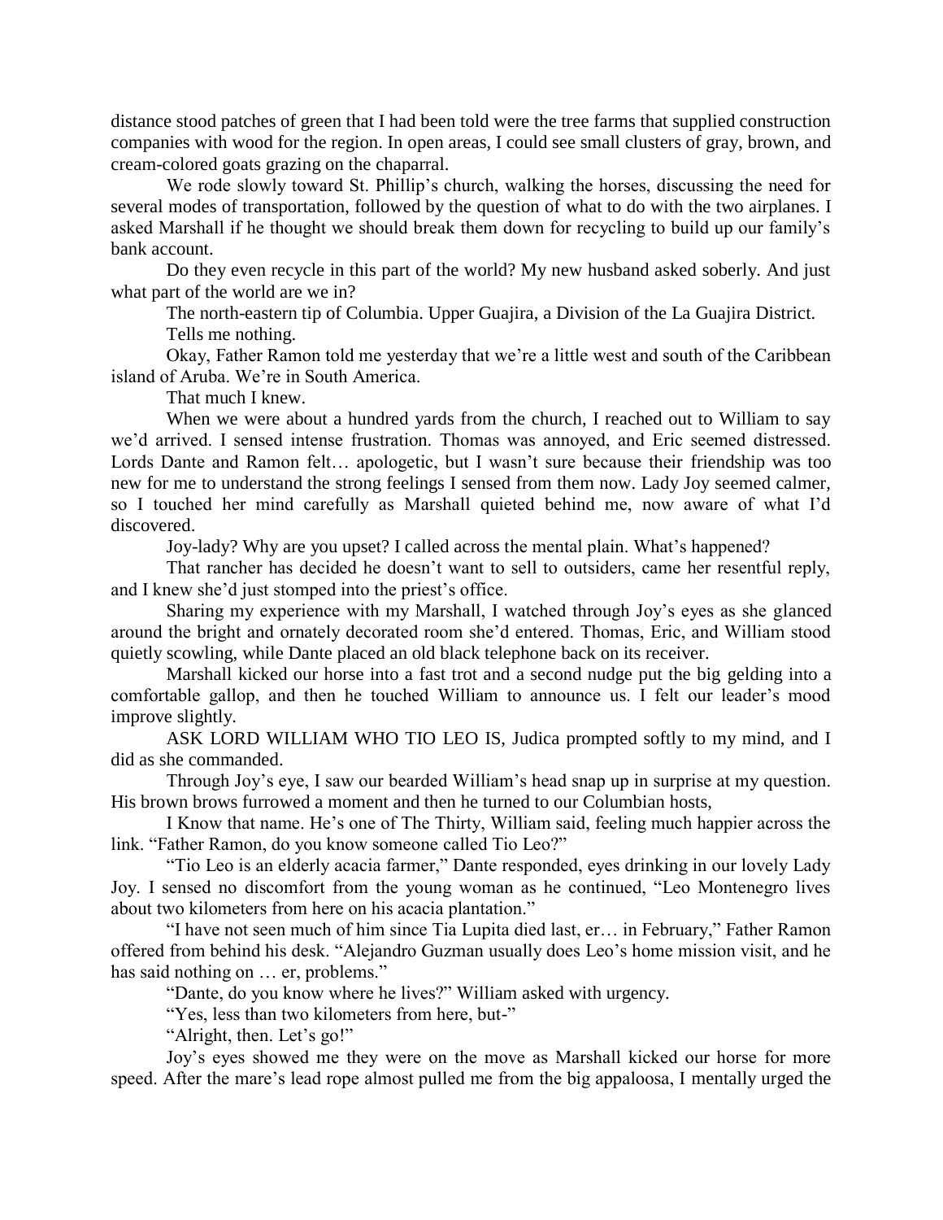distance stood patches of green that I had been told were the tree farms that supplied construction companies with wood for the region. In open areas, I could see small clusters of gray, brown, and cream-colored goats grazing on the chaparral.

We rode slowly toward St. Phillip's church, walking the horses, discussing the need for several modes of transportation, followed by the question of what to do with the two airplanes. I asked Marshall if he thought we should break them down for recycling to build up our family's bank account.

Do they even recycle in this part of the world? My new husband asked soberly. And just what part of the world are we in?

The north-eastern tip of Columbia. Upper Guajira, a Division of the La Guajira District.

Tells me nothing.

Okay, Father Ramon told me yesterday that we're a little west and south of the Caribbean island of Aruba. We're in South America.

That much I knew.

When we were about a hundred yards from the church, I reached out to William to say we'd arrived. I sensed intense frustration. Thomas was annoyed, and Eric seemed distressed. Lords Dante and Ramon felt… apologetic, but I wasn't sure because their friendship was too new for me to understand the strong feelings I sensed from them now. Lady Joy seemed calmer, so I touched her mind carefully as Marshall quieted behind me, now aware of what I'd discovered.

Joy-lady? Why are you upset? I called across the mental plain. What's happened?

That rancher has decided he doesn't want to sell to outsiders, came her resentful reply, and I knew she'd just stomped into the priest's office.

Sharing my experience with my Marshall, I watched through Joy's eyes as she glanced around the bright and ornately decorated room she'd entered. Thomas, Eric, and William stood quietly scowling, while Dante placed an old black telephone back on its receiver.

Marshall kicked our horse into a fast trot and a second nudge put the big gelding into a comfortable gallop, and then he touched William to announce us. I felt our leader's mood improve slightly.

ASK LORD WILLIAM WHO TIO LEO IS, Judica prompted softly to my mind, and I did as she commanded.

Through Joy's eye, I saw our bearded William's head snap up in surprise at my question. His brown brows furrowed a moment and then he turned to our Columbian hosts,

I Know that name. He's one of The Thirty, William said, feeling much happier across the link. "Father Ramon, do you know someone called Tio Leo?"

"Tio Leo is an elderly acacia farmer," Dante responded, eyes drinking in our lovely Lady Joy. I sensed no discomfort from the young woman as he continued, "Leo Montenegro lives about two kilometers from here on his acacia plantation."

"I have not seen much of him since Tia Lupita died last, er… in February," Father Ramon offered from behind his desk. "Alejandro Guzman usually does Leo's home mission visit, and he has said nothing on … er, problems."

"Dante, do you know where he lives?" William asked with urgency.

"Yes, less than two kilometers from here, but-"

"Alright, then. Let's go!"

Joy's eyes showed me they were on the move as Marshall kicked our horse for more speed. After the mare's lead rope almost pulled me from the big appaloosa, I mentally urged the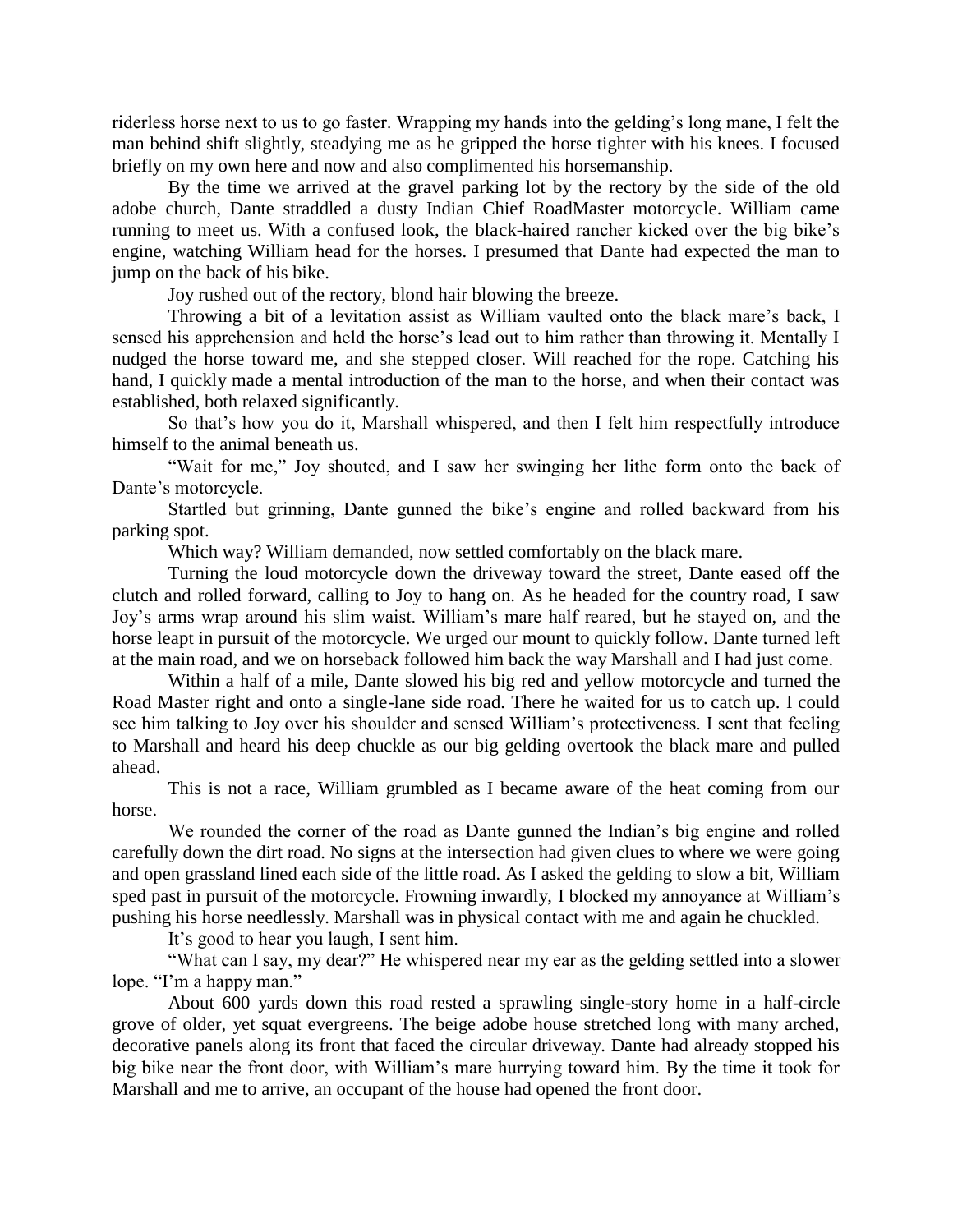riderless horse next to us to go faster. Wrapping my hands into the gelding's long mane, I felt the man behind shift slightly, steadying me as he gripped the horse tighter with his knees. I focused briefly on my own here and now and also complimented his horsemanship.

By the time we arrived at the gravel parking lot by the rectory by the side of the old adobe church, Dante straddled a dusty Indian Chief RoadMaster motorcycle. William came running to meet us. With a confused look, the black-haired rancher kicked over the big bike's engine, watching William head for the horses. I presumed that Dante had expected the man to jump on the back of his bike.

Joy rushed out of the rectory, blond hair blowing the breeze.

Throwing a bit of a levitation assist as William vaulted onto the black mare's back, I sensed his apprehension and held the horse's lead out to him rather than throwing it. Mentally I nudged the horse toward me, and she stepped closer. Will reached for the rope. Catching his hand, I quickly made a mental introduction of the man to the horse, and when their contact was established, both relaxed significantly.

So that's how you do it, Marshall whispered, and then I felt him respectfully introduce himself to the animal beneath us.

"Wait for me," Joy shouted, and I saw her swinging her lithe form onto the back of Dante's motorcycle.

Startled but grinning, Dante gunned the bike's engine and rolled backward from his parking spot.

Which way? William demanded, now settled comfortably on the black mare.

Turning the loud motorcycle down the driveway toward the street, Dante eased off the clutch and rolled forward, calling to Joy to hang on. As he headed for the country road, I saw Joy's arms wrap around his slim waist. William's mare half reared, but he stayed on, and the horse leapt in pursuit of the motorcycle. We urged our mount to quickly follow. Dante turned left at the main road, and we on horseback followed him back the way Marshall and I had just come.

Within a half of a mile, Dante slowed his big red and yellow motorcycle and turned the Road Master right and onto a single-lane side road. There he waited for us to catch up. I could see him talking to Joy over his shoulder and sensed William's protectiveness. I sent that feeling to Marshall and heard his deep chuckle as our big gelding overtook the black mare and pulled ahead.

This is not a race, William grumbled as I became aware of the heat coming from our horse.

We rounded the corner of the road as Dante gunned the Indian's big engine and rolled carefully down the dirt road. No signs at the intersection had given clues to where we were going and open grassland lined each side of the little road. As I asked the gelding to slow a bit, William sped past in pursuit of the motorcycle. Frowning inwardly, I blocked my annoyance at William's pushing his horse needlessly. Marshall was in physical contact with me and again he chuckled.

It's good to hear you laugh, I sent him.

"What can I say, my dear?" He whispered near my ear as the gelding settled into a slower lope. "I'm a happy man."

About 600 yards down this road rested a sprawling single-story home in a half-circle grove of older, yet squat evergreens. The beige adobe house stretched long with many arched, decorative panels along its front that faced the circular driveway. Dante had already stopped his big bike near the front door, with William's mare hurrying toward him. By the time it took for Marshall and me to arrive, an occupant of the house had opened the front door.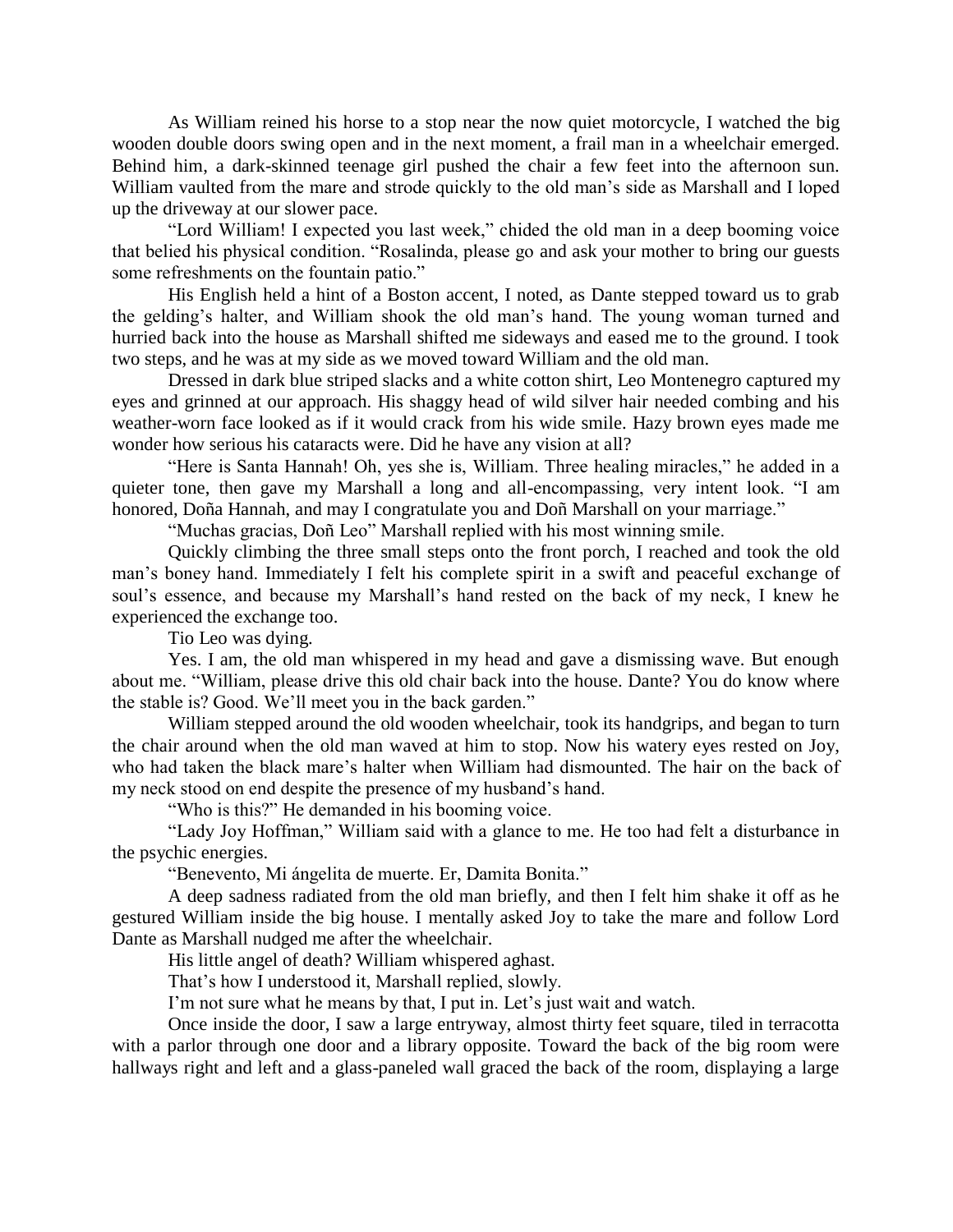As William reined his horse to a stop near the now quiet motorcycle, I watched the big wooden double doors swing open and in the next moment, a frail man in a wheelchair emerged. Behind him, a dark-skinned teenage girl pushed the chair a few feet into the afternoon sun. William vaulted from the mare and strode quickly to the old man's side as Marshall and I loped up the driveway at our slower pace.

"Lord William! I expected you last week," chided the old man in a deep booming voice that belied his physical condition. "Rosalinda, please go and ask your mother to bring our guests some refreshments on the fountain patio."

His English held a hint of a Boston accent, I noted, as Dante stepped toward us to grab the gelding's halter, and William shook the old man's hand. The young woman turned and hurried back into the house as Marshall shifted me sideways and eased me to the ground. I took two steps, and he was at my side as we moved toward William and the old man.

Dressed in dark blue striped slacks and a white cotton shirt, Leo Montenegro captured my eyes and grinned at our approach. His shaggy head of wild silver hair needed combing and his weather-worn face looked as if it would crack from his wide smile. Hazy brown eyes made me wonder how serious his cataracts were. Did he have any vision at all?

"Here is Santa Hannah! Oh, yes she is, William. Three healing miracles," he added in a quieter tone, then gave my Marshall a long and all-encompassing, very intent look. "I am honored, Doña Hannah, and may I congratulate you and Doñ Marshall on your marriage."

"Muchas gracias, Doñ Leo" Marshall replied with his most winning smile.

Quickly climbing the three small steps onto the front porch, I reached and took the old man's boney hand. Immediately I felt his complete spirit in a swift and peaceful exchange of soul's essence, and because my Marshall's hand rested on the back of my neck, I knew he experienced the exchange too.

Tio Leo was dying.

Yes. I am, the old man whispered in my head and gave a dismissing wave. But enough about me. "William, please drive this old chair back into the house. Dante? You do know where the stable is? Good. We'll meet you in the back garden."

William stepped around the old wooden wheelchair, took its handgrips, and began to turn the chair around when the old man waved at him to stop. Now his watery eyes rested on Joy, who had taken the black mare's halter when William had dismounted. The hair on the back of my neck stood on end despite the presence of my husband's hand.

"Who is this?" He demanded in his booming voice.

"Lady Joy Hoffman," William said with a glance to me. He too had felt a disturbance in the psychic energies.

"Benevento, Mi ángelita de muerte. Er, Damita Bonita."

A deep sadness radiated from the old man briefly, and then I felt him shake it off as he gestured William inside the big house. I mentally asked Joy to take the mare and follow Lord Dante as Marshall nudged me after the wheelchair.

His little angel of death? William whispered aghast.

That's how I understood it, Marshall replied, slowly.

I'm not sure what he means by that, I put in. Let's just wait and watch.

Once inside the door, I saw a large entryway, almost thirty feet square, tiled in terracotta with a parlor through one door and a library opposite. Toward the back of the big room were hallways right and left and a glass-paneled wall graced the back of the room, displaying a large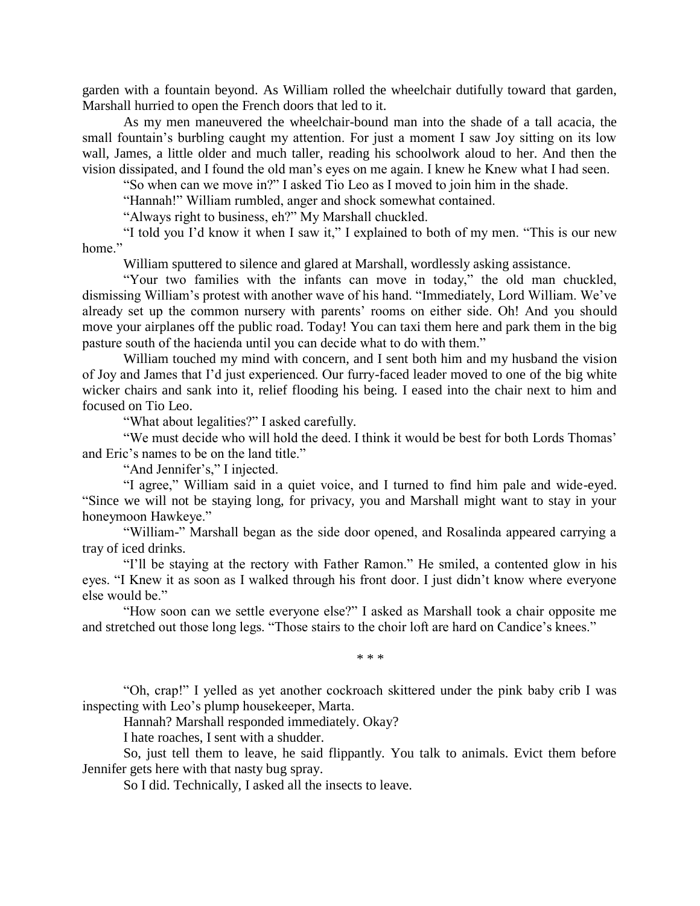garden with a fountain beyond. As William rolled the wheelchair dutifully toward that garden, Marshall hurried to open the French doors that led to it.

As my men maneuvered the wheelchair-bound man into the shade of a tall acacia, the small fountain's burbling caught my attention. For just a moment I saw Joy sitting on its low wall, James, a little older and much taller, reading his schoolwork aloud to her. And then the vision dissipated, and I found the old man's eyes on me again. I knew he Knew what I had seen.

"So when can we move in?" I asked Tio Leo as I moved to join him in the shade.

"Hannah!" William rumbled, anger and shock somewhat contained.

"Always right to business, eh?" My Marshall chuckled.

"I told you I'd know it when I saw it," I explained to both of my men. "This is our new home."

William sputtered to silence and glared at Marshall, wordlessly asking assistance.

"Your two families with the infants can move in today," the old man chuckled, dismissing William's protest with another wave of his hand. "Immediately, Lord William. We've already set up the common nursery with parents' rooms on either side. Oh! And you should move your airplanes off the public road. Today! You can taxi them here and park them in the big pasture south of the hacienda until you can decide what to do with them."

William touched my mind with concern, and I sent both him and my husband the vision of Joy and James that I'd just experienced. Our furry-faced leader moved to one of the big white wicker chairs and sank into it, relief flooding his being. I eased into the chair next to him and focused on Tio Leo.

"What about legalities?" I asked carefully.

"We must decide who will hold the deed. I think it would be best for both Lords Thomas' and Eric's names to be on the land title."

"And Jennifer's," I injected.

"I agree," William said in a quiet voice, and I turned to find him pale and wide-eyed. "Since we will not be staying long, for privacy, you and Marshall might want to stay in your honeymoon Hawkeye."

"William-" Marshall began as the side door opened, and Rosalinda appeared carrying a tray of iced drinks.

"I'll be staying at the rectory with Father Ramon." He smiled, a contented glow in his eyes. "I Knew it as soon as I walked through his front door. I just didn't know where everyone else would be."

"How soon can we settle everyone else?" I asked as Marshall took a chair opposite me and stretched out those long legs. "Those stairs to the choir loft are hard on Candice's knees."

\* \* \*

"Oh, crap!" I yelled as yet another cockroach skittered under the pink baby crib I was inspecting with Leo's plump housekeeper, Marta.

Hannah? Marshall responded immediately. Okay?

I hate roaches, I sent with a shudder.

So, just tell them to leave, he said flippantly. You talk to animals. Evict them before Jennifer gets here with that nasty bug spray.

So I did. Technically, I asked all the insects to leave.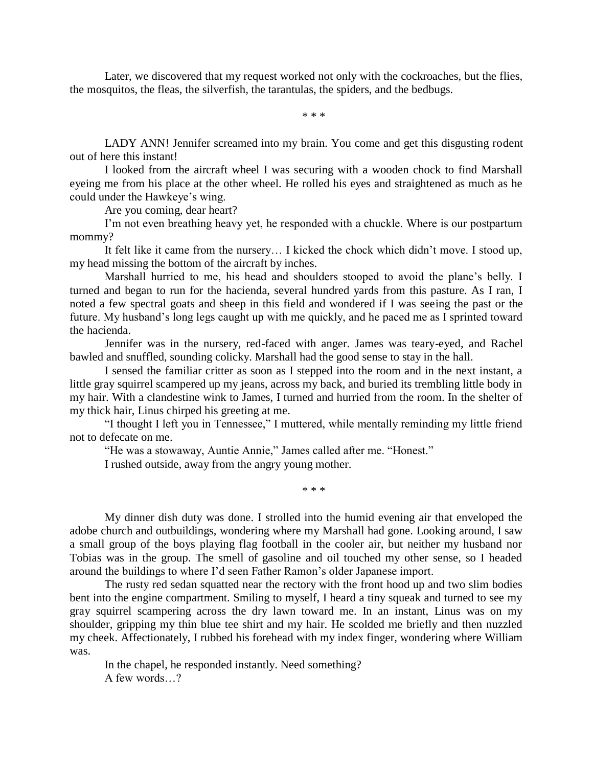Later, we discovered that my request worked not only with the cockroaches, but the flies, the mosquitos, the fleas, the silverfish, the tarantulas, the spiders, and the bedbugs.

\* \* \*

LADY ANN! Jennifer screamed into my brain. You come and get this disgusting rodent out of here this instant!

I looked from the aircraft wheel I was securing with a wooden chock to find Marshall eyeing me from his place at the other wheel. He rolled his eyes and straightened as much as he could under the Hawkeye's wing.

Are you coming, dear heart?

I'm not even breathing heavy yet, he responded with a chuckle. Where is our postpartum mommy?

It felt like it came from the nursery… I kicked the chock which didn't move. I stood up, my head missing the bottom of the aircraft by inches.

Marshall hurried to me, his head and shoulders stooped to avoid the plane's belly. I turned and began to run for the hacienda, several hundred yards from this pasture. As I ran, I noted a few spectral goats and sheep in this field and wondered if I was seeing the past or the future. My husband's long legs caught up with me quickly, and he paced me as I sprinted toward the hacienda.

Jennifer was in the nursery, red-faced with anger. James was teary-eyed, and Rachel bawled and snuffled, sounding colicky. Marshall had the good sense to stay in the hall.

I sensed the familiar critter as soon as I stepped into the room and in the next instant, a little gray squirrel scampered up my jeans, across my back, and buried its trembling little body in my hair. With a clandestine wink to James, I turned and hurried from the room. In the shelter of my thick hair, Linus chirped his greeting at me.

"I thought I left you in Tennessee," I muttered, while mentally reminding my little friend not to defecate on me.

"He was a stowaway, Auntie Annie," James called after me. "Honest."

I rushed outside, away from the angry young mother.

\* \* \*

My dinner dish duty was done. I strolled into the humid evening air that enveloped the adobe church and outbuildings, wondering where my Marshall had gone. Looking around, I saw a small group of the boys playing flag football in the cooler air, but neither my husband nor Tobias was in the group. The smell of gasoline and oil touched my other sense, so I headed around the buildings to where I'd seen Father Ramon's older Japanese import.

The rusty red sedan squatted near the rectory with the front hood up and two slim bodies bent into the engine compartment. Smiling to myself, I heard a tiny squeak and turned to see my gray squirrel scampering across the dry lawn toward me. In an instant, Linus was on my shoulder, gripping my thin blue tee shirt and my hair. He scolded me briefly and then nuzzled my cheek. Affectionately, I rubbed his forehead with my index finger, wondering where William was.

In the chapel, he responded instantly. Need something?

A few words…?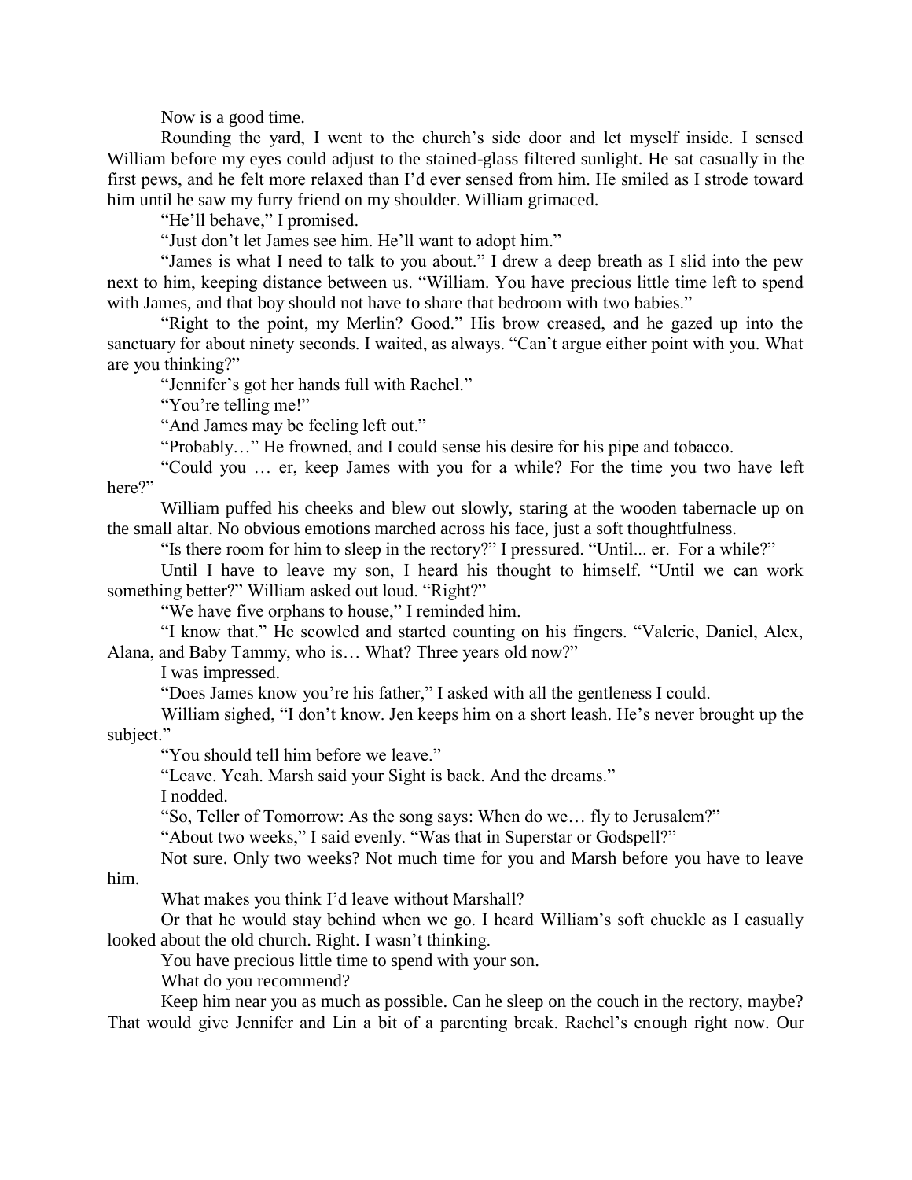Now is a good time.

Rounding the yard, I went to the church's side door and let myself inside. I sensed William before my eyes could adjust to the stained-glass filtered sunlight. He sat casually in the first pews, and he felt more relaxed than I'd ever sensed from him. He smiled as I strode toward him until he saw my furry friend on my shoulder. William grimaced.

"He'll behave," I promised.

"Just don't let James see him. He'll want to adopt him."

"James is what I need to talk to you about." I drew a deep breath as I slid into the pew next to him, keeping distance between us. "William. You have precious little time left to spend with James, and that boy should not have to share that bedroom with two babies."

"Right to the point, my Merlin? Good." His brow creased, and he gazed up into the sanctuary for about ninety seconds. I waited, as always. "Can't argue either point with you. What are you thinking?"

"Jennifer's got her hands full with Rachel."

"You're telling me!"

"And James may be feeling left out."

"Probably…" He frowned, and I could sense his desire for his pipe and tobacco.

"Could you … er, keep James with you for a while? For the time you two have left here?"

William puffed his cheeks and blew out slowly, staring at the wooden tabernacle up on the small altar. No obvious emotions marched across his face, just a soft thoughtfulness.

"Is there room for him to sleep in the rectory?" I pressured. "Until... er. For a while?"

Until I have to leave my son, I heard his thought to himself. "Until we can work something better?" William asked out loud. "Right?"

"We have five orphans to house," I reminded him.

"I know that." He scowled and started counting on his fingers. "Valerie, Daniel, Alex, Alana, and Baby Tammy, who is… What? Three years old now?"

I was impressed.

"Does James know you're his father," I asked with all the gentleness I could.

William sighed, "I don't know. Jen keeps him on a short leash. He's never brought up the subject."

"You should tell him before we leave."

"Leave. Yeah. Marsh said your Sight is back. And the dreams."

I nodded.

"So, Teller of Tomorrow: As the song says: When do we… fly to Jerusalem?"

"About two weeks," I said evenly. "Was that in Superstar or Godspell?"

Not sure. Only two weeks? Not much time for you and Marsh before you have to leave him.

What makes you think I'd leave without Marshall?

Or that he would stay behind when we go. I heard William's soft chuckle as I casually looked about the old church. Right. I wasn't thinking.

You have precious little time to spend with your son.

What do you recommend?

Keep him near you as much as possible. Can he sleep on the couch in the rectory, maybe? That would give Jennifer and Lin a bit of a parenting break. Rachel's enough right now. Our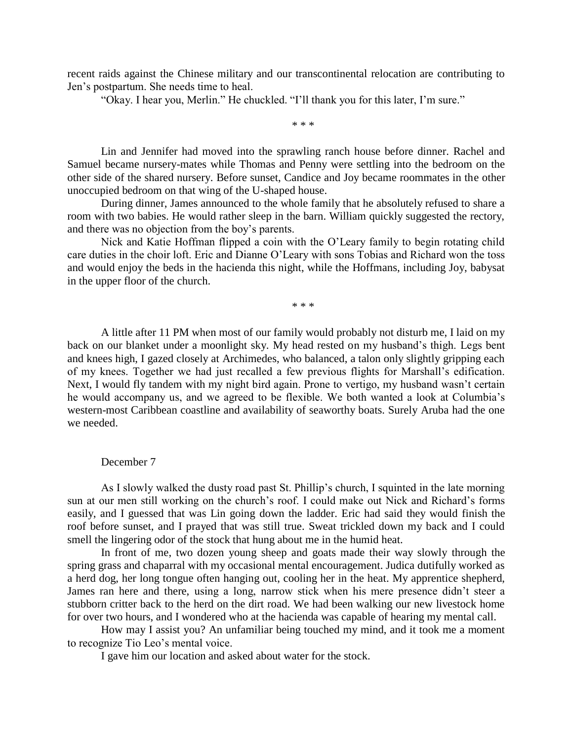recent raids against the Chinese military and our transcontinental relocation are contributing to Jen's postpartum. She needs time to heal.

"Okay. I hear you, Merlin." He chuckled. "I'll thank you for this later, I'm sure."

\* \* \*

Lin and Jennifer had moved into the sprawling ranch house before dinner. Rachel and Samuel became nursery-mates while Thomas and Penny were settling into the bedroom on the other side of the shared nursery. Before sunset, Candice and Joy became roommates in the other unoccupied bedroom on that wing of the U-shaped house.

During dinner, James announced to the whole family that he absolutely refused to share a room with two babies. He would rather sleep in the barn. William quickly suggested the rectory, and there was no objection from the boy's parents.

Nick and Katie Hoffman flipped a coin with the O'Leary family to begin rotating child care duties in the choir loft. Eric and Dianne O'Leary with sons Tobias and Richard won the toss and would enjoy the beds in the hacienda this night, while the Hoffmans, including Joy, babysat in the upper floor of the church.

\* \* \*

A little after 11 PM when most of our family would probably not disturb me, I laid on my back on our blanket under a moonlight sky. My head rested on my husband's thigh. Legs bent and knees high, I gazed closely at Archimedes, who balanced, a talon only slightly gripping each of my knees. Together we had just recalled a few previous flights for Marshall's edification. Next, I would fly tandem with my night bird again. Prone to vertigo, my husband wasn't certain he would accompany us, and we agreed to be flexible. We both wanted a look at Columbia's western-most Caribbean coastline and availability of seaworthy boats. Surely Aruba had the one we needed.

December 7

As I slowly walked the dusty road past St. Phillip's church, I squinted in the late morning sun at our men still working on the church's roof. I could make out Nick and Richard's forms easily, and I guessed that was Lin going down the ladder. Eric had said they would finish the roof before sunset, and I prayed that was still true. Sweat trickled down my back and I could smell the lingering odor of the stock that hung about me in the humid heat.

In front of me, two dozen young sheep and goats made their way slowly through the spring grass and chaparral with my occasional mental encouragement. Judica dutifully worked as a herd dog, her long tongue often hanging out, cooling her in the heat. My apprentice shepherd, James ran here and there, using a long, narrow stick when his mere presence didn't steer a stubborn critter back to the herd on the dirt road. We had been walking our new livestock home for over two hours, and I wondered who at the hacienda was capable of hearing my mental call.

How may I assist you? An unfamiliar being touched my mind, and it took me a moment to recognize Tio Leo's mental voice.

I gave him our location and asked about water for the stock.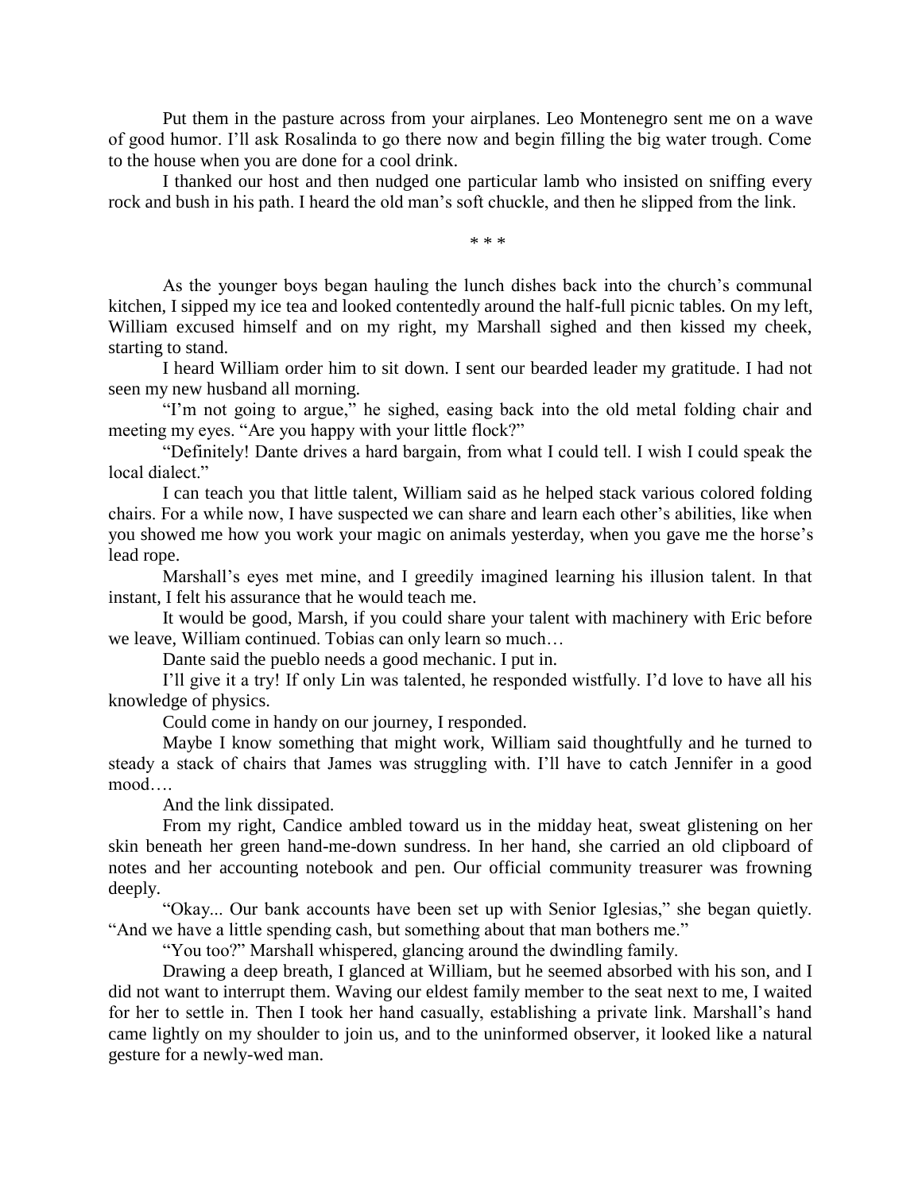Put them in the pasture across from your airplanes. Leo Montenegro sent me on a wave of good humor. I'll ask Rosalinda to go there now and begin filling the big water trough. Come to the house when you are done for a cool drink.

I thanked our host and then nudged one particular lamb who insisted on sniffing every rock and bush in his path. I heard the old man's soft chuckle, and then he slipped from the link.

\* \* \*

As the younger boys began hauling the lunch dishes back into the church's communal kitchen, I sipped my ice tea and looked contentedly around the half-full picnic tables. On my left, William excused himself and on my right, my Marshall sighed and then kissed my cheek, starting to stand.

I heard William order him to sit down. I sent our bearded leader my gratitude. I had not seen my new husband all morning.

"I'm not going to argue," he sighed, easing back into the old metal folding chair and meeting my eyes. "Are you happy with your little flock?"

"Definitely! Dante drives a hard bargain, from what I could tell. I wish I could speak the local dialect."

I can teach you that little talent, William said as he helped stack various colored folding chairs. For a while now, I have suspected we can share and learn each other's abilities, like when you showed me how you work your magic on animals yesterday, when you gave me the horse's lead rope.

Marshall's eyes met mine, and I greedily imagined learning his illusion talent. In that instant, I felt his assurance that he would teach me.

It would be good, Marsh, if you could share your talent with machinery with Eric before we leave, William continued. Tobias can only learn so much…

Dante said the pueblo needs a good mechanic. I put in.

I'll give it a try! If only Lin was talented, he responded wistfully. I'd love to have all his knowledge of physics.

Could come in handy on our journey, I responded.

Maybe I know something that might work, William said thoughtfully and he turned to steady a stack of chairs that James was struggling with. I'll have to catch Jennifer in a good mood….

And the link dissipated.

From my right, Candice ambled toward us in the midday heat, sweat glistening on her skin beneath her green hand-me-down sundress. In her hand, she carried an old clipboard of notes and her accounting notebook and pen. Our official community treasurer was frowning deeply.

"Okay... Our bank accounts have been set up with Senior Iglesias," she began quietly. "And we have a little spending cash, but something about that man bothers me."

"You too?" Marshall whispered, glancing around the dwindling family.

Drawing a deep breath, I glanced at William, but he seemed absorbed with his son, and I did not want to interrupt them. Waving our eldest family member to the seat next to me, I waited for her to settle in. Then I took her hand casually, establishing a private link. Marshall's hand came lightly on my shoulder to join us, and to the uninformed observer, it looked like a natural gesture for a newly-wed man.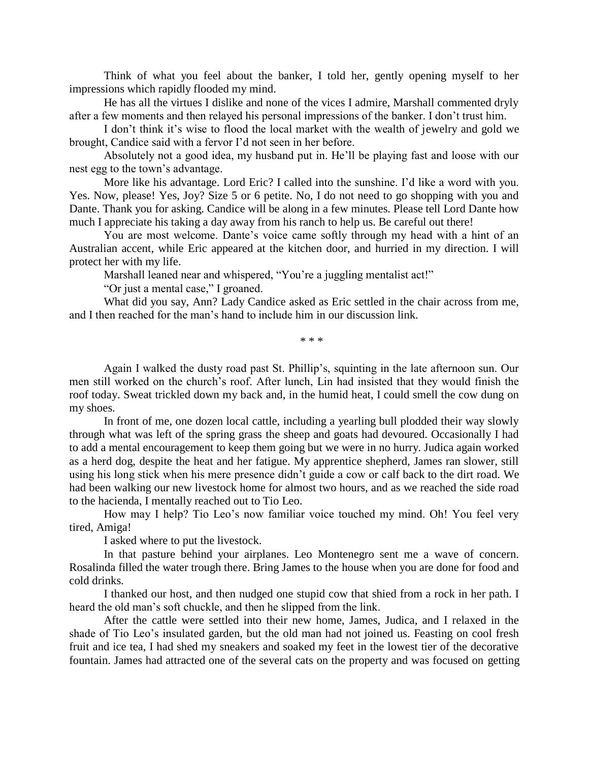Think of what you feel about the banker, I told her, gently opening myself to her impressions which rapidly flooded my mind.

He has all the virtues I dislike and none of the vices I admire, Marshall commented dryly after a few moments and then relayed his personal impressions of the banker. I don't trust him.

I don't think it's wise to flood the local market with the wealth of jewelry and gold we brought, Candice said with a fervor I'd not seen in her before.

Absolutely not a good idea, my husband put in. He'll be playing fast and loose with our nest egg to the town's advantage.

More like his advantage. Lord Eric? I called into the sunshine. I'd like a word with you. Yes. Now, please! Yes, Joy? Size 5 or 6 petite. No, I do not need to go shopping with you and Dante. Thank you for asking. Candice will be along in a few minutes. Please tell Lord Dante how much I appreciate his taking a day away from his ranch to help us. Be careful out there!

You are most welcome. Dante's voice came softly through my head with a hint of an Australian accent, while Eric appeared at the kitchen door, and hurried in my direction. I will protect her with my life.

Marshall leaned near and whispered, "You're a juggling mentalist act!"

"Or just a mental case," I groaned.

What did you say, Ann? Lady Candice asked as Eric settled in the chair across from me, and I then reached for the man's hand to include him in our discussion link.

\* \* \*

Again I walked the dusty road past St. Phillip's, squinting in the late afternoon sun. Our men still worked on the church's roof. After lunch, Lin had insisted that they would finish the roof today. Sweat trickled down my back and, in the humid heat, I could smell the cow dung on my shoes.

In front of me, one dozen local cattle, including a yearling bull plodded their way slowly through what was left of the spring grass the sheep and goats had devoured. Occasionally I had to add a mental encouragement to keep them going but we were in no hurry. Judica again worked as a herd dog, despite the heat and her fatigue. My apprentice shepherd, James ran slower, still using his long stick when his mere presence didn't guide a cow or calf back to the dirt road. We had been walking our new livestock home for almost two hours, and as we reached the side road to the hacienda, I mentally reached out to Tio Leo.

How may I help? Tio Leo's now familiar voice touched my mind. Oh! You feel very tired, Amiga!

I asked where to put the livestock.

In that pasture behind your airplanes. Leo Montenegro sent me a wave of concern. Rosalinda filled the water trough there. Bring James to the house when you are done for food and cold drinks.

I thanked our host, and then nudged one stupid cow that shied from a rock in her path. I heard the old man's soft chuckle, and then he slipped from the link.

After the cattle were settled into their new home, James, Judica, and I relaxed in the shade of Tio Leo's insulated garden, but the old man had not joined us. Feasting on cool fresh fruit and ice tea, I had shed my sneakers and soaked my feet in the lowest tier of the decorative fountain. James had attracted one of the several cats on the property and was focused on getting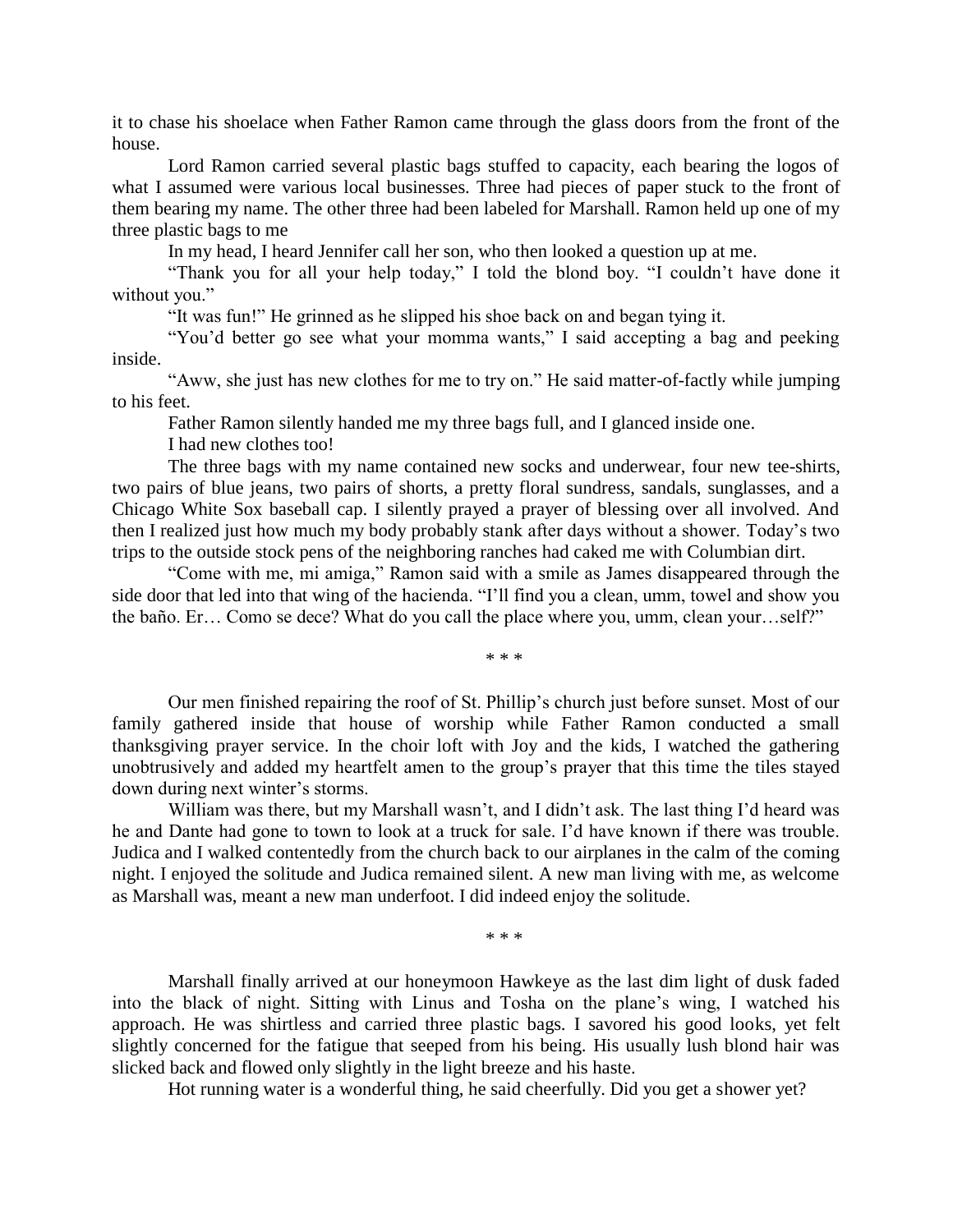it to chase his shoelace when Father Ramon came through the glass doors from the front of the house.

Lord Ramon carried several plastic bags stuffed to capacity, each bearing the logos of what I assumed were various local businesses. Three had pieces of paper stuck to the front of them bearing my name. The other three had been labeled for Marshall. Ramon held up one of my three plastic bags to me

In my head, I heard Jennifer call her son, who then looked a question up at me.

"Thank you for all your help today," I told the blond boy. "I couldn't have done it without you."

"It was fun!" He grinned as he slipped his shoe back on and began tying it.

"You'd better go see what your momma wants," I said accepting a bag and peeking inside.

"Aww, she just has new clothes for me to try on." He said matter-of-factly while jumping to his feet.

Father Ramon silently handed me my three bags full, and I glanced inside one.

I had new clothes too!

The three bags with my name contained new socks and underwear, four new tee-shirts, two pairs of blue jeans, two pairs of shorts, a pretty floral sundress, sandals, sunglasses, and a Chicago White Sox baseball cap. I silently prayed a prayer of blessing over all involved. And then I realized just how much my body probably stank after days without a shower. Today's two trips to the outside stock pens of the neighboring ranches had caked me with Columbian dirt.

"Come with me, mi amiga," Ramon said with a smile as James disappeared through the side door that led into that wing of the hacienda. "I'll find you a clean, umm, towel and show you the baño. Er… Como se dece? What do you call the place where you, umm, clean your…self?"

\* \* \*

Our men finished repairing the roof of St. Phillip's church just before sunset. Most of our family gathered inside that house of worship while Father Ramon conducted a small thanksgiving prayer service. In the choir loft with Joy and the kids, I watched the gathering unobtrusively and added my heartfelt amen to the group's prayer that this time the tiles stayed down during next winter's storms.

William was there, but my Marshall wasn't, and I didn't ask. The last thing I'd heard was he and Dante had gone to town to look at a truck for sale. I'd have known if there was trouble. Judica and I walked contentedly from the church back to our airplanes in the calm of the coming night. I enjoyed the solitude and Judica remained silent. A new man living with me, as welcome as Marshall was, meant a new man underfoot. I did indeed enjoy the solitude.

\* \* \*

Marshall finally arrived at our honeymoon Hawkeye as the last dim light of dusk faded into the black of night. Sitting with Linus and Tosha on the plane's wing, I watched his approach. He was shirtless and carried three plastic bags. I savored his good looks, yet felt slightly concerned for the fatigue that seeped from his being. His usually lush blond hair was slicked back and flowed only slightly in the light breeze and his haste.

Hot running water is a wonderful thing, he said cheerfully. Did you get a shower yet?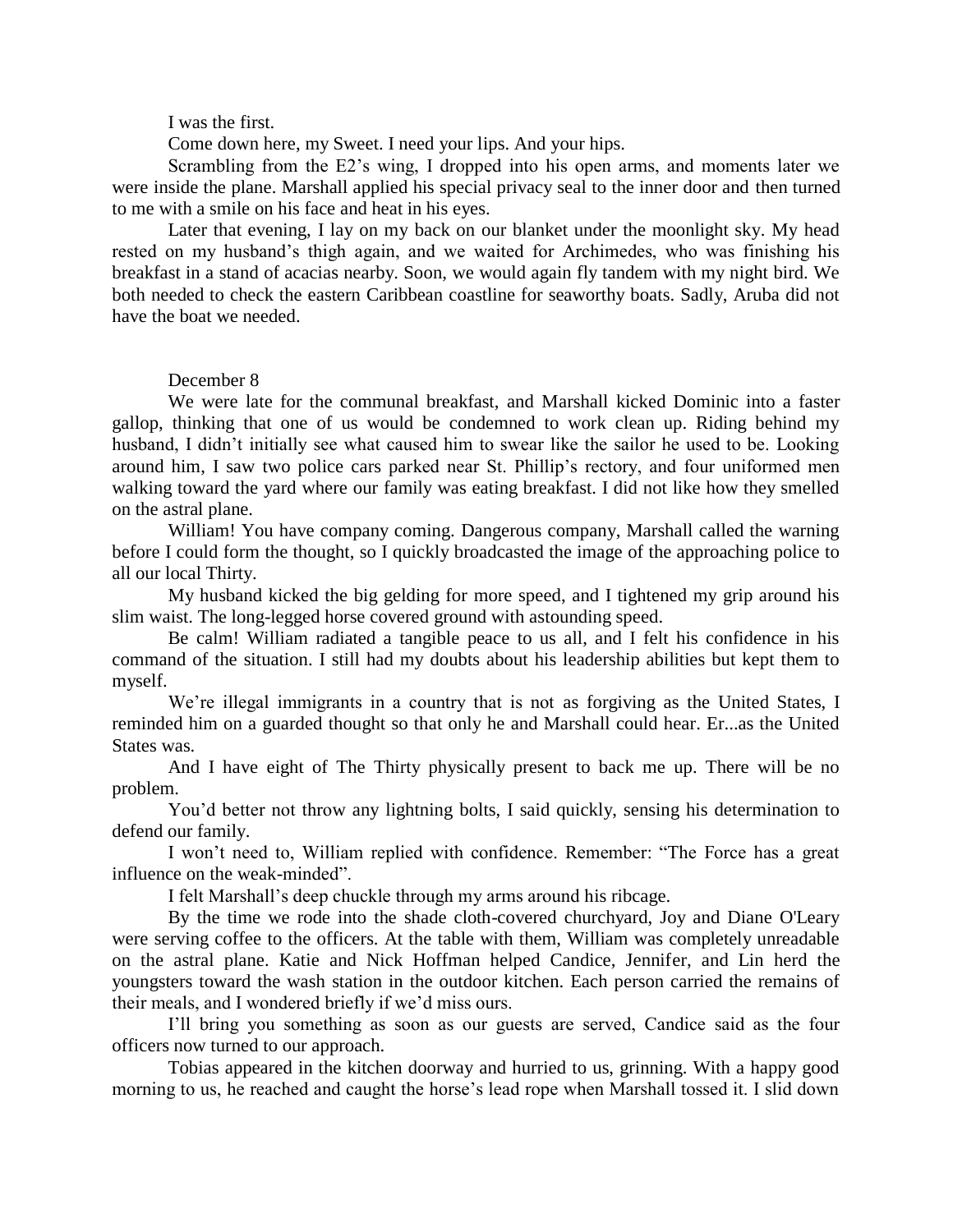I was the first.

Come down here, my Sweet. I need your lips. And your hips.

Scrambling from the E2's wing, I dropped into his open arms, and moments later we were inside the plane. Marshall applied his special privacy seal to the inner door and then turned to me with a smile on his face and heat in his eyes.

Later that evening, I lay on my back on our blanket under the moonlight sky. My head rested on my husband's thigh again, and we waited for Archimedes, who was finishing his breakfast in a stand of acacias nearby. Soon, we would again fly tandem with my night bird. We both needed to check the eastern Caribbean coastline for seaworthy boats. Sadly, Aruba did not have the boat we needed.

December 8

We were late for the communal breakfast, and Marshall kicked Dominic into a faster gallop, thinking that one of us would be condemned to work clean up. Riding behind my husband, I didn't initially see what caused him to swear like the sailor he used to be. Looking around him, I saw two police cars parked near St. Phillip's rectory, and four uniformed men walking toward the yard where our family was eating breakfast. I did not like how they smelled on the astral plane.

William! You have company coming. Dangerous company, Marshall called the warning before I could form the thought, so I quickly broadcasted the image of the approaching police to all our local Thirty.

My husband kicked the big gelding for more speed, and I tightened my grip around his slim waist. The long-legged horse covered ground with astounding speed.

Be calm! William radiated a tangible peace to us all, and I felt his confidence in his command of the situation. I still had my doubts about his leadership abilities but kept them to myself.

We're illegal immigrants in a country that is not as forgiving as the United States, I reminded him on a guarded thought so that only he and Marshall could hear. Er...as the United States was.

And I have eight of The Thirty physically present to back me up. There will be no problem.

You'd better not throw any lightning bolts, I said quickly, sensing his determination to defend our family.

I won't need to, William replied with confidence. Remember: "The Force has a great influence on the weak-minded".

I felt Marshall's deep chuckle through my arms around his ribcage.

By the time we rode into the shade cloth-covered churchyard, Joy and Diane O'Leary were serving coffee to the officers. At the table with them, William was completely unreadable on the astral plane. Katie and Nick Hoffman helped Candice, Jennifer, and Lin herd the youngsters toward the wash station in the outdoor kitchen. Each person carried the remains of their meals, and I wondered briefly if we'd miss ours.

I'll bring you something as soon as our guests are served, Candice said as the four officers now turned to our approach.

Tobias appeared in the kitchen doorway and hurried to us, grinning. With a happy good morning to us, he reached and caught the horse's lead rope when Marshall tossed it. I slid down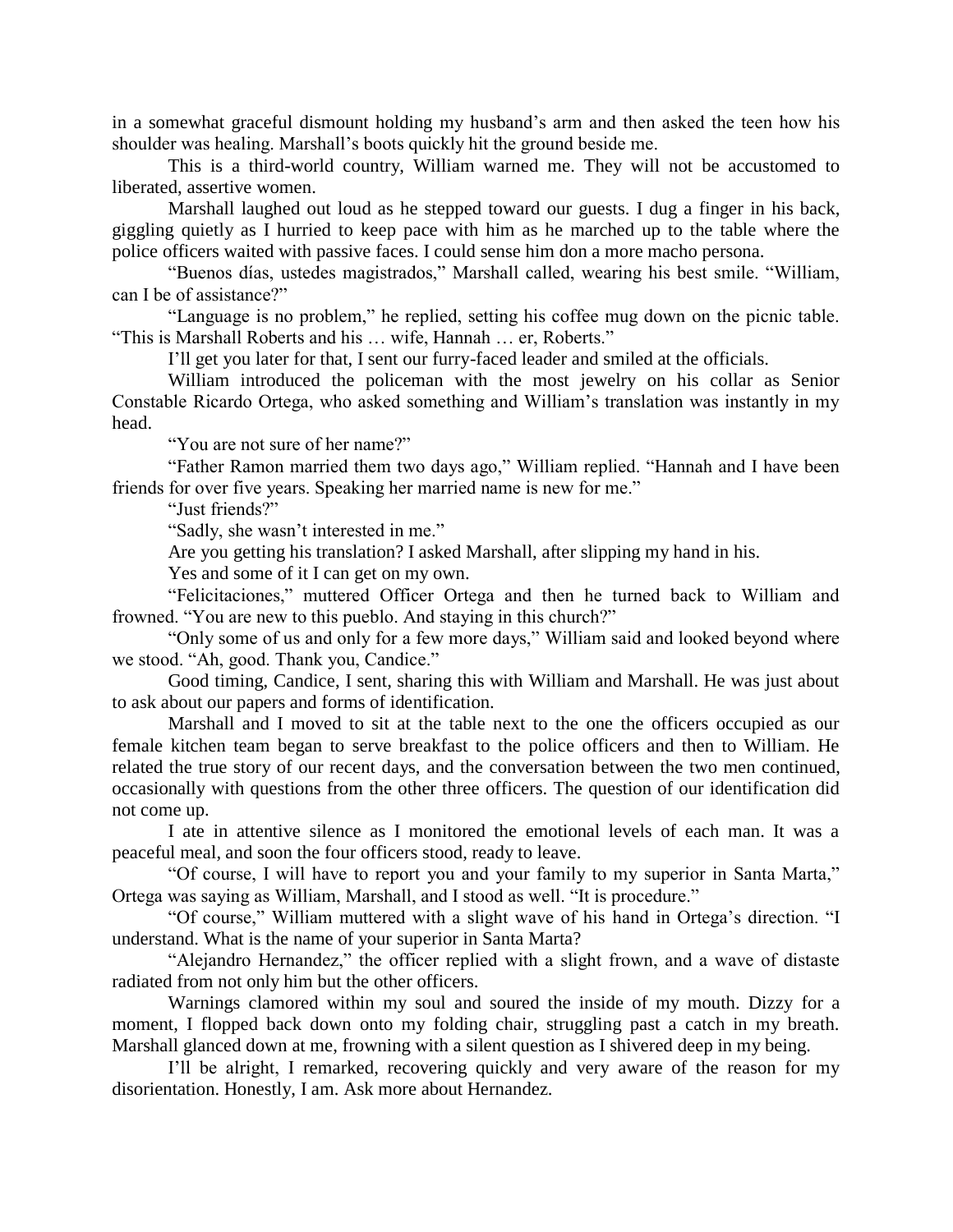in a somewhat graceful dismount holding my husband's arm and then asked the teen how his shoulder was healing. Marshall's boots quickly hit the ground beside me.

This is a third-world country, William warned me. They will not be accustomed to liberated, assertive women.

Marshall laughed out loud as he stepped toward our guests. I dug a finger in his back, giggling quietly as I hurried to keep pace with him as he marched up to the table where the police officers waited with passive faces. I could sense him don a more macho persona.

"Buenos días, ustedes magistrados," Marshall called, wearing his best smile. "William, can I be of assistance?"

"Language is no problem," he replied, setting his coffee mug down on the picnic table. "This is Marshall Roberts and his … wife, Hannah … er, Roberts."

I'll get you later for that, I sent our furry-faced leader and smiled at the officials.

William introduced the policeman with the most jewelry on his collar as Senior Constable Ricardo Ortega, who asked something and William's translation was instantly in my head.

"You are not sure of her name?"

"Father Ramon married them two days ago," William replied. "Hannah and I have been friends for over five years. Speaking her married name is new for me."

"Just friends?"

"Sadly, she wasn't interested in me."

Are you getting his translation? I asked Marshall, after slipping my hand in his.

Yes and some of it I can get on my own.

"Felicitaciones," muttered Officer Ortega and then he turned back to William and frowned. "You are new to this pueblo. And staying in this church?"

"Only some of us and only for a few more days," William said and looked beyond where we stood. "Ah, good. Thank you, Candice."

Good timing, Candice, I sent, sharing this with William and Marshall. He was just about to ask about our papers and forms of identification.

Marshall and I moved to sit at the table next to the one the officers occupied as our female kitchen team began to serve breakfast to the police officers and then to William. He related the true story of our recent days, and the conversation between the two men continued, occasionally with questions from the other three officers. The question of our identification did not come up.

I ate in attentive silence as I monitored the emotional levels of each man. It was a peaceful meal, and soon the four officers stood, ready to leave.

"Of course, I will have to report you and your family to my superior in Santa Marta," Ortega was saying as William, Marshall, and I stood as well. "It is procedure."

"Of course," William muttered with a slight wave of his hand in Ortega's direction. "I understand. What is the name of your superior in Santa Marta?

"Alejandro Hernandez," the officer replied with a slight frown, and a wave of distaste radiated from not only him but the other officers.

Warnings clamored within my soul and soured the inside of my mouth. Dizzy for a moment, I flopped back down onto my folding chair, struggling past a catch in my breath. Marshall glanced down at me, frowning with a silent question as I shivered deep in my being.

I'll be alright, I remarked, recovering quickly and very aware of the reason for my disorientation. Honestly, I am. Ask more about Hernandez.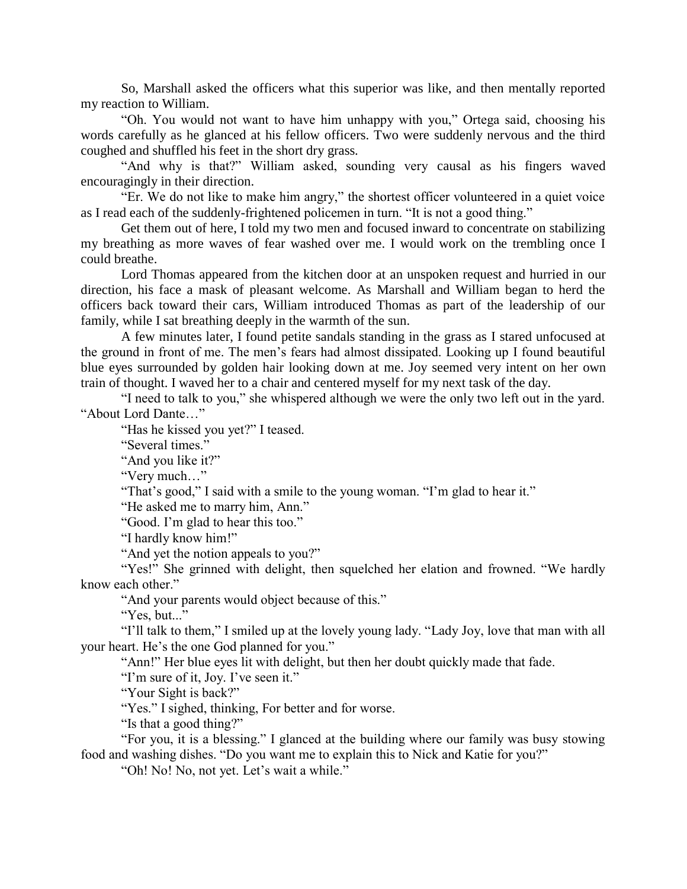So, Marshall asked the officers what this superior was like, and then mentally reported my reaction to William.

"Oh. You would not want to have him unhappy with you," Ortega said, choosing his words carefully as he glanced at his fellow officers. Two were suddenly nervous and the third coughed and shuffled his feet in the short dry grass.

"And why is that?" William asked, sounding very causal as his fingers waved encouragingly in their direction.

"Er. We do not like to make him angry," the shortest officer volunteered in a quiet voice as I read each of the suddenly-frightened policemen in turn. "It is not a good thing."

Get them out of here, I told my two men and focused inward to concentrate on stabilizing my breathing as more waves of fear washed over me. I would work on the trembling once I could breathe.

Lord Thomas appeared from the kitchen door at an unspoken request and hurried in our direction, his face a mask of pleasant welcome. As Marshall and William began to herd the officers back toward their cars, William introduced Thomas as part of the leadership of our family, while I sat breathing deeply in the warmth of the sun.

A few minutes later, I found petite sandals standing in the grass as I stared unfocused at the ground in front of me. The men's fears had almost dissipated. Looking up I found beautiful blue eyes surrounded by golden hair looking down at me. Joy seemed very intent on her own train of thought. I waved her to a chair and centered myself for my next task of the day.

"I need to talk to you," she whispered although we were the only two left out in the yard. "About Lord Dante…"

"Has he kissed you yet?" I teased.

"Several times."

"And you like it?"

"Very much…"

"That's good," I said with a smile to the young woman. "I'm glad to hear it."

"He asked me to marry him, Ann."

"Good. I'm glad to hear this too."

"I hardly know him!"

"And yet the notion appeals to you?"

"Yes!" She grinned with delight, then squelched her elation and frowned. "We hardly know each other."

"And your parents would object because of this."

"Yes, but..."

"I'll talk to them," I smiled up at the lovely young lady. "Lady Joy, love that man with all your heart. He's the one God planned for you."

"Ann!" Her blue eyes lit with delight, but then her doubt quickly made that fade.

"I'm sure of it, Joy. I've seen it."

"Your Sight is back?"

"Yes." I sighed, thinking, For better and for worse.

"Is that a good thing?"

"For you, it is a blessing." I glanced at the building where our family was busy stowing food and washing dishes. "Do you want me to explain this to Nick and Katie for you?"

"Oh! No! No, not yet. Let's wait a while."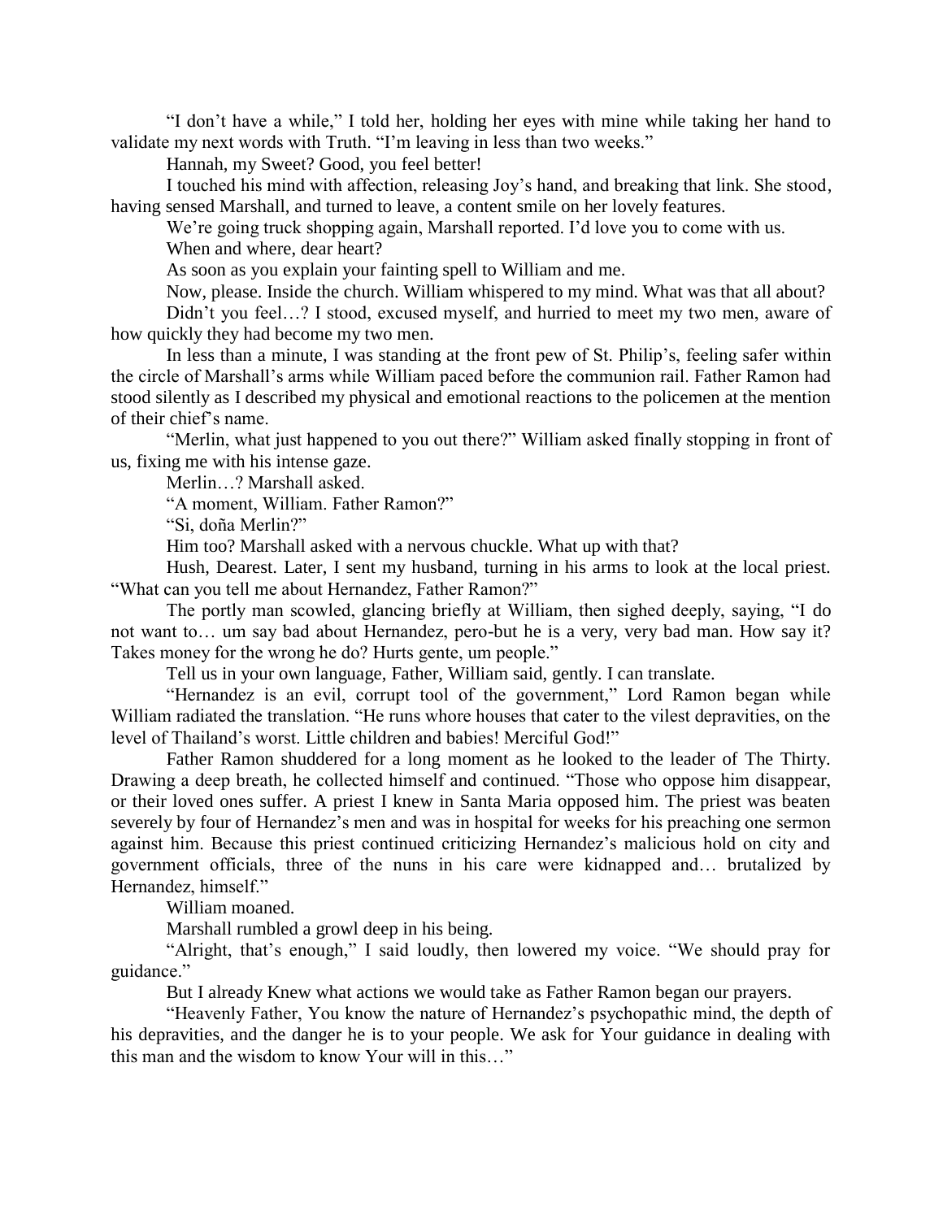"I don't have a while," I told her, holding her eyes with mine while taking her hand to validate my next words with Truth. "I'm leaving in less than two weeks."

Hannah, my Sweet? Good, you feel better!

I touched his mind with affection, releasing Joy's hand, and breaking that link. She stood, having sensed Marshall, and turned to leave, a content smile on her lovely features.

We're going truck shopping again, Marshall reported. I'd love you to come with us.

When and where, dear heart?

As soon as you explain your fainting spell to William and me.

Now, please. Inside the church. William whispered to my mind. What was that all about?

Didn't you feel…? I stood, excused myself, and hurried to meet my two men, aware of how quickly they had become my two men.

In less than a minute, I was standing at the front pew of St. Philip's, feeling safer within the circle of Marshall's arms while William paced before the communion rail. Father Ramon had stood silently as I described my physical and emotional reactions to the policemen at the mention of their chief's name.

"Merlin, what just happened to you out there?" William asked finally stopping in front of us, fixing me with his intense gaze.

Merlin…? Marshall asked.

"A moment, William. Father Ramon?"

"Si, doña Merlin?"

Him too? Marshall asked with a nervous chuckle. What up with that?

Hush, Dearest. Later, I sent my husband, turning in his arms to look at the local priest. "What can you tell me about Hernandez, Father Ramon?"

The portly man scowled, glancing briefly at William, then sighed deeply, saying, "I do not want to… um say bad about Hernandez, pero-but he is a very, very bad man. How say it? Takes money for the wrong he do? Hurts gente, um people."

Tell us in your own language, Father, William said, gently. I can translate.

"Hernandez is an evil, corrupt tool of the government," Lord Ramon began while William radiated the translation. "He runs whore houses that cater to the vilest depravities, on the level of Thailand's worst. Little children and babies! Merciful God!"

Father Ramon shuddered for a long moment as he looked to the leader of The Thirty. Drawing a deep breath, he collected himself and continued. "Those who oppose him disappear, or their loved ones suffer. A priest I knew in Santa Maria opposed him. The priest was beaten severely by four of Hernandez's men and was in hospital for weeks for his preaching one sermon against him. Because this priest continued criticizing Hernandez's malicious hold on city and government officials, three of the nuns in his care were kidnapped and… brutalized by Hernandez, himself."

William moaned.

Marshall rumbled a growl deep in his being.

"Alright, that's enough," I said loudly, then lowered my voice. "We should pray for guidance."

But I already Knew what actions we would take as Father Ramon began our prayers.

"Heavenly Father, You know the nature of Hernandez's psychopathic mind, the depth of his depravities, and the danger he is to your people. We ask for Your guidance in dealing with this man and the wisdom to know Your will in this…"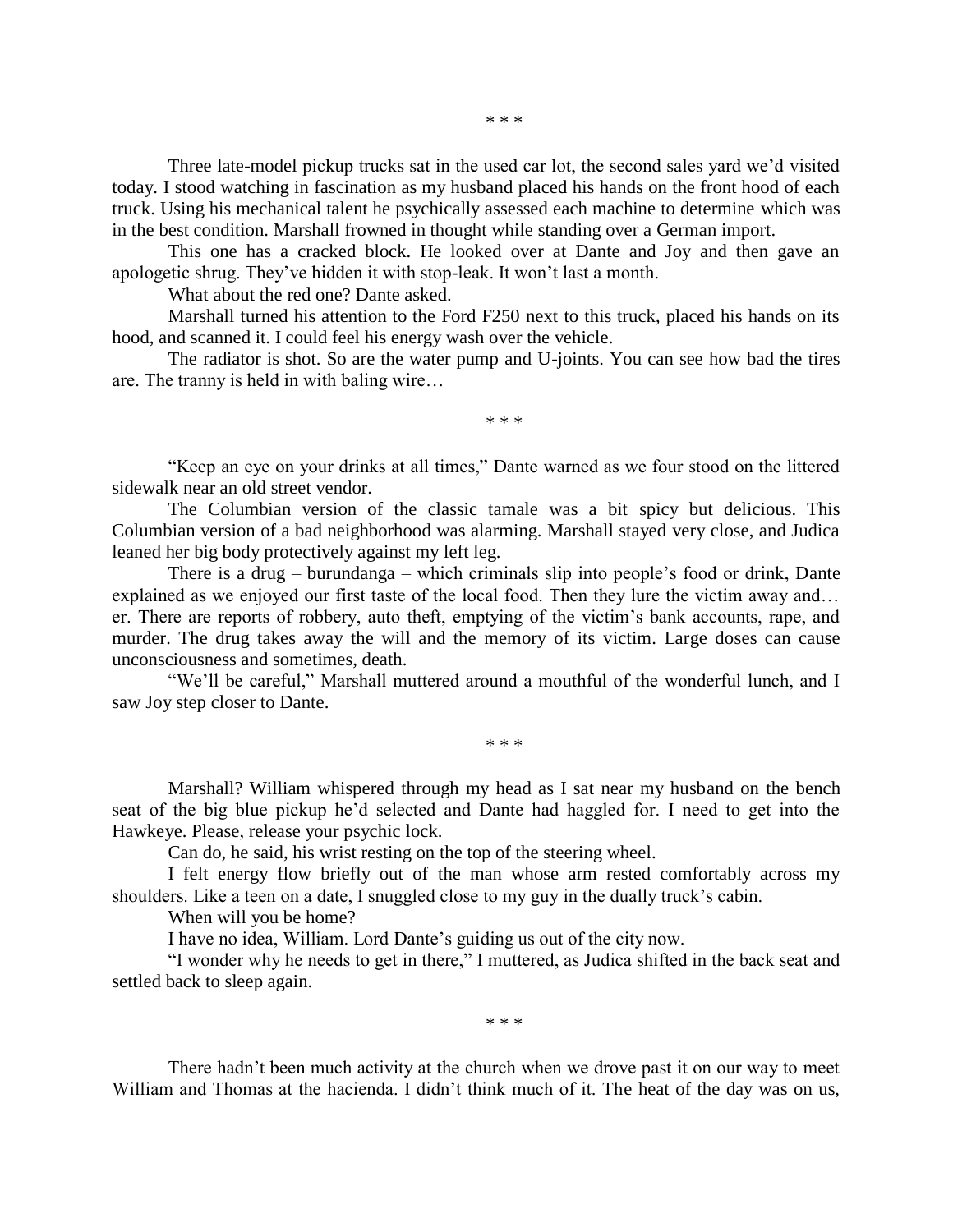\* \* \*

Three late-model pickup trucks sat in the used car lot, the second sales yard we'd visited today. I stood watching in fascination as my husband placed his hands on the front hood of each truck. Using his mechanical talent he psychically assessed each machine to determine which was in the best condition. Marshall frowned in thought while standing over a German import.

This one has a cracked block. He looked over at Dante and Joy and then gave an apologetic shrug. They've hidden it with stop-leak. It won't last a month.

What about the red one? Dante asked.

Marshall turned his attention to the Ford F250 next to this truck, placed his hands on its hood, and scanned it. I could feel his energy wash over the vehicle.

The radiator is shot. So are the water pump and U-joints. You can see how bad the tires are. The tranny is held in with baling wire…

\* \* \*

"Keep an eye on your drinks at all times," Dante warned as we four stood on the littered sidewalk near an old street vendor.

The Columbian version of the classic tamale was a bit spicy but delicious. This Columbian version of a bad neighborhood was alarming. Marshall stayed very close, and Judica leaned her big body protectively against my left leg.

There is a drug – burundanga – which criminals slip into people's food or drink, Dante explained as we enjoyed our first taste of the local food. Then they lure the victim away and… er. There are reports of robbery, auto theft, emptying of the victim's bank accounts, rape, and murder. The drug takes away the will and the memory of its victim. Large doses can cause unconsciousness and sometimes, death.

"We'll be careful," Marshall muttered around a mouthful of the wonderful lunch, and I saw Joy step closer to Dante.

\* \* \*

Marshall? William whispered through my head as I sat near my husband on the bench seat of the big blue pickup he'd selected and Dante had haggled for. I need to get into the Hawkeye. Please, release your psychic lock.

Can do, he said, his wrist resting on the top of the steering wheel.

I felt energy flow briefly out of the man whose arm rested comfortably across my shoulders. Like a teen on a date, I snuggled close to my guy in the dually truck's cabin.

When will you be home?

I have no idea, William. Lord Dante's guiding us out of the city now.

"I wonder why he needs to get in there," I muttered, as Judica shifted in the back seat and settled back to sleep again.

\* \* \*

There hadn't been much activity at the church when we drove past it on our way to meet William and Thomas at the hacienda. I didn't think much of it. The heat of the day was on us,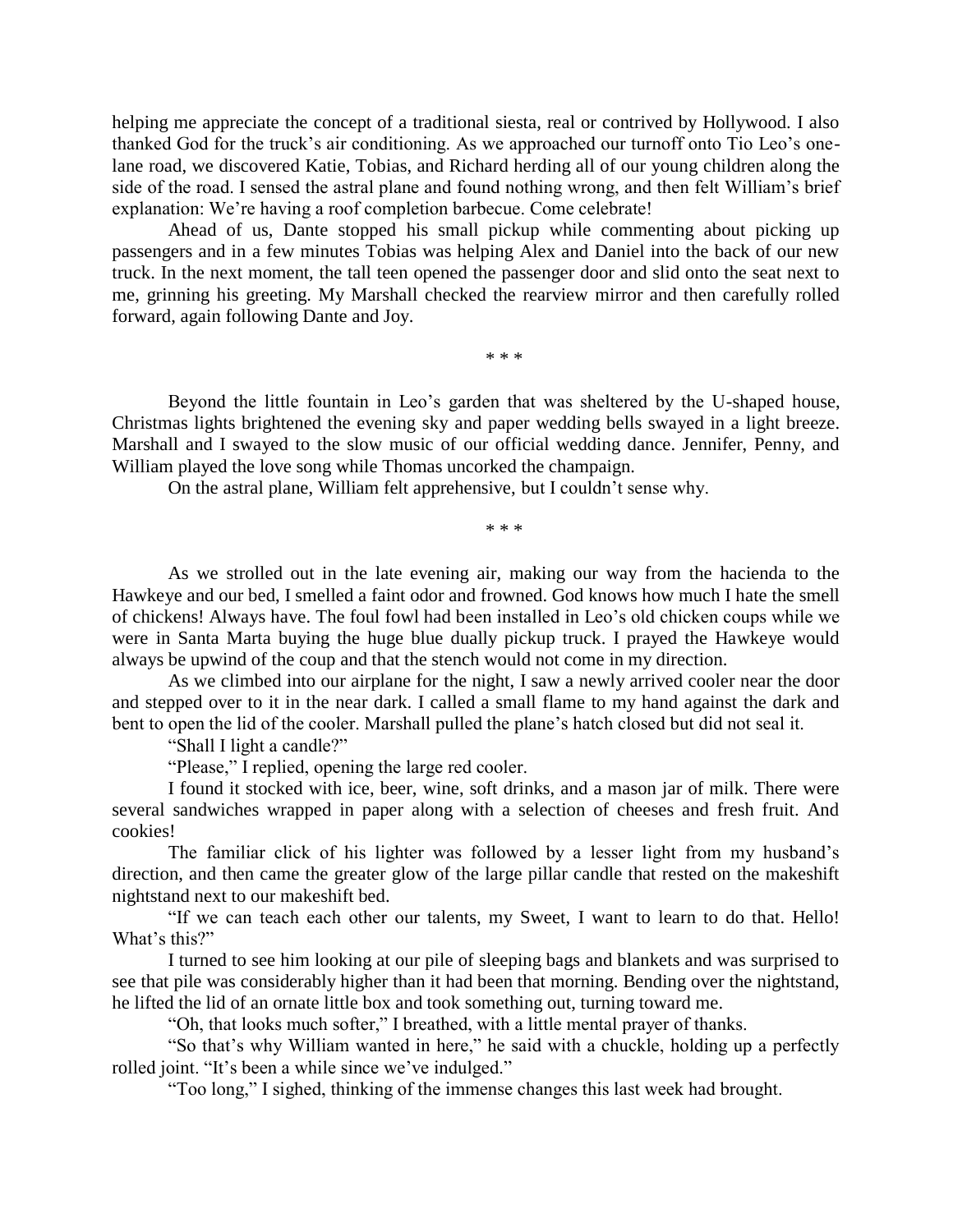helping me appreciate the concept of a traditional siesta, real or contrived by Hollywood. I also thanked God for the truck's air conditioning. As we approached our turnoff onto Tio Leo's one-lane road, we discovered Katie, Tobias, and Richard herding all of our young children along the side of the road. I sensed the astral plane and found nothing wrong, and then felt William's brief explanation: We're having a roof completion barbecue. Come celebrate!

Ahead of us, Dante stopped his small pickup while commenting about picking up passengers and in a few minutes Tobias was helping Alex and Daniel into the back of our new truck. In the next moment, the tall teen opened the passenger door and slid onto the seat next to me, grinning his greeting. My Marshall checked the rearview mirror and then carefully rolled forward, again following Dante and Joy.

\* \* \*

Beyond the little fountain in Leo's garden that was sheltered by the U-shaped house, Christmas lights brightened the evening sky and paper wedding bells swayed in a light breeze. Marshall and I swayed to the slow music of our official wedding dance. Jennifer, Penny, and William played the love song while Thomas uncorked the champaign.

On the astral plane, William felt apprehensive, but I couldn't sense why.

\* \* \*

As we strolled out in the late evening air, making our way from the hacienda to the Hawkeye and our bed, I smelled a faint odor and frowned. God knows how much I hate the smell of chickens! Always have. The foul fowl had been installed in Leo's old chicken coups while we were in Santa Marta buying the huge blue dually pickup truck. I prayed the Hawkeye would always be upwind of the coup and that the stench would not come in my direction.

As we climbed into our airplane for the night, I saw a newly arrived cooler near the door and stepped over to it in the near dark. I called a small flame to my hand against the dark and bent to open the lid of the cooler. Marshall pulled the plane's hatch closed but did not seal it.

"Shall I light a candle?"

"Please," I replied, opening the large red cooler.

I found it stocked with ice, beer, wine, soft drinks, and a mason jar of milk. There were several sandwiches wrapped in paper along with a selection of cheeses and fresh fruit. And cookies!

The familiar click of his lighter was followed by a lesser light from my husband's direction, and then came the greater glow of the large pillar candle that rested on the makeshift nightstand next to our makeshift bed.

"If we can teach each other our talents, my Sweet, I want to learn to do that. Hello! What's this?"

I turned to see him looking at our pile of sleeping bags and blankets and was surprised to see that pile was considerably higher than it had been that morning. Bending over the nightstand, he lifted the lid of an ornate little box and took something out, turning toward me.

"Oh, that looks much softer," I breathed, with a little mental prayer of thanks.

"So that's why William wanted in here," he said with a chuckle, holding up a perfectly rolled joint. "It's been a while since we've indulged."

"Too long," I sighed, thinking of the immense changes this last week had brought.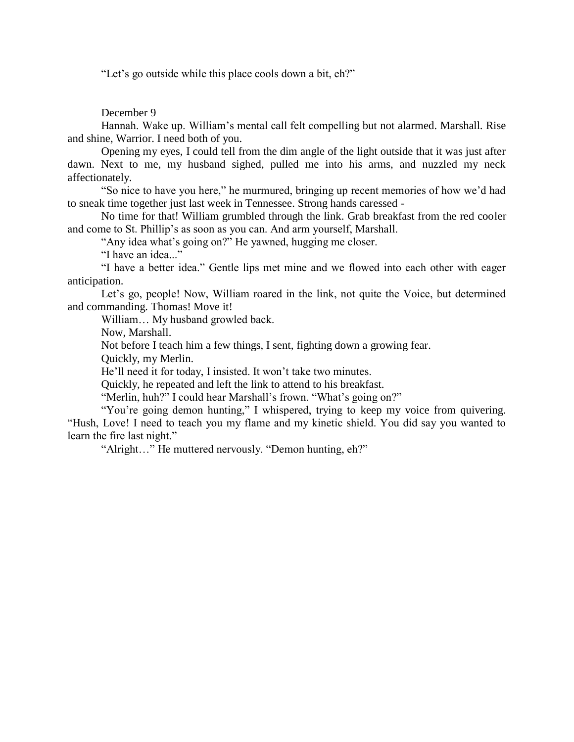"Let's go outside while this place cools down a bit, eh?"

December 9

Hannah. Wake up. William's mental call felt compelling but not alarmed. Marshall. Rise and shine, Warrior. I need both of you.

Opening my eyes, I could tell from the dim angle of the light outside that it was just after dawn. Next to me, my husband sighed, pulled me into his arms, and nuzzled my neck affectionately.

"So nice to have you here," he murmured, bringing up recent memories of how we'd had to sneak time together just last week in Tennessee. Strong hands caressed -

No time for that! William grumbled through the link. Grab breakfast from the red cooler and come to St. Phillip's as soon as you can. And arm yourself, Marshall.

"Any idea what's going on?" He yawned, hugging me closer.

"I have an idea..."

"I have a better idea." Gentle lips met mine and we flowed into each other with eager anticipation.

Let's go, people! Now, William roared in the link, not quite the Voice, but determined and commanding. Thomas! Move it!

William… My husband growled back.

Now, Marshall.

Not before I teach him a few things, I sent, fighting down a growing fear.

Quickly, my Merlin.

He'll need it for today, I insisted. It won't take two minutes.

Quickly, he repeated and left the link to attend to his breakfast.

"Merlin, huh?" I could hear Marshall's frown. "What's going on?"

"You're going demon hunting," I whispered, trying to keep my voice from quivering. "Hush, Love! I need to teach you my flame and my kinetic shield. You did say you wanted to learn the fire last night."

"Alright…" He muttered nervously. "Demon hunting, eh?"